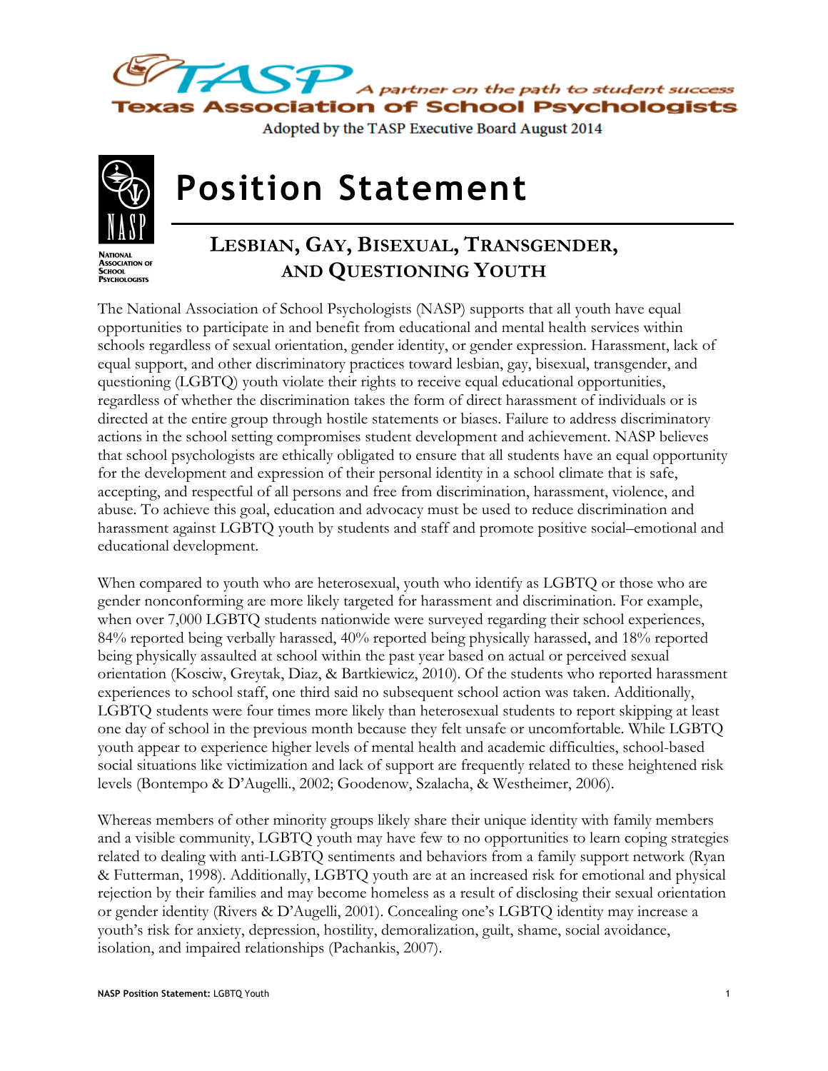TASP — A partner on the path to student success

Texas Association of School Psychologists

Adopted by the TASP Executive Board August 2014

NATIONAL ASSOCIATION OF SCHOOL PSYCHOLOGISTS

# Position Statement

## Lesbian, Gay, Bisexual, Transgender, and Questioning Youth

The National Association of School Psychologists (NASP) supports that all youth have equal opportunities to participate in and benefit from educational and mental health services within schools regardless of sexual orientation, gender identity, or gender expression. Harassment, lack of equal support, and other discriminatory practices toward lesbian, gay, bisexual, transgender, and questioning (LGBTQ) youth violate their rights to receive equal educational opportunities, regardless of whether the discrimination takes the form of direct harassment of individuals or is directed at the entire group through hostile statements or biases. Failure to address discriminatory actions in the school setting compromises student development and achievement. NASP believes that school psychologists are ethically obligated to ensure that all students have an equal opportunity for the development and expression of their personal identity in a school climate that is safe, accepting, and respectful of all persons and free from discrimination, harassment, violence, and abuse. To achieve this goal, education and advocacy must be used to reduce discrimination and harassment against LGBTQ youth by students and staff and promote positive social–emotional and educational development.

When compared to youth who are heterosexual, youth who identify as LGBTQ or those who are gender nonconforming are more likely targeted for harassment and discrimination. For example, when over 7,000 LGBTQ students nationwide were surveyed regarding their school experiences, 84% reported being verbally harassed, 40% reported being physically harassed, and 18% reported being physically assaulted at school within the past year based on actual or perceived sexual orientation (Kosciw, Greytak, Diaz, & Bartkiewicz, 2010). Of the students who reported harassment experiences to school staff, one third said no subsequent school action was taken. Additionally, LGBTQ students were four times more likely than heterosexual students to report skipping at least one day of school in the previous month because they felt unsafe or uncomfortable. While LGBTQ youth appear to experience higher levels of mental health and academic difficulties, school-based social situations like victimization and lack of support are frequently related to these heightened risk levels (Bontempo & D'Augelli., 2002; Goodenow, Szalacha, & Westheimer, 2006).

Whereas members of other minority groups likely share their unique identity with family members and a visible community, LGBTQ youth may have few to no opportunities to learn coping strategies related to dealing with anti-LGBTQ sentiments and behaviors from a family support network (Ryan & Futterman, 1998). Additionally, LGBTQ youth are at an increased risk for emotional and physical rejection by their families and may become homeless as a result of disclosing their sexual orientation or gender identity (Rivers & D'Augelli, 2001). Concealing one's LGBTQ identity may increase a youth's risk for anxiety, depression, hostility, demoralization, guilt, shame, social avoidance, isolation, and impaired relationships (Pachankis, 2007).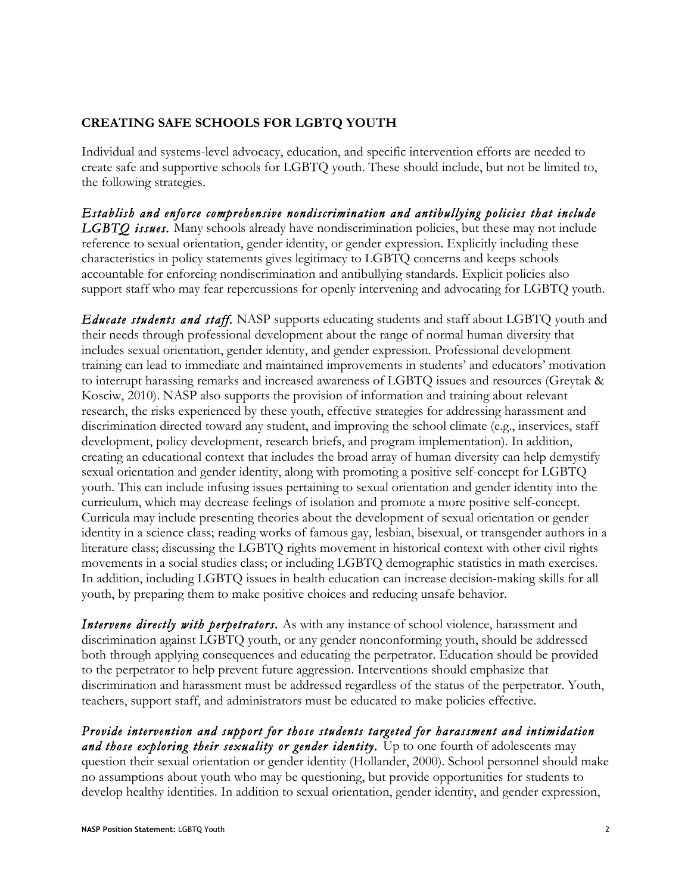## CREATING SAFE SCHOOLS FOR LGBTQ YOUTH

Individual and systems-level advocacy, education, and specific intervention efforts are needed to create safe and supportive schools for LGBTQ youth. These should include, but not be limited to, the following strategies.

***Establish and enforce comprehensive nondiscrimination and antibullying policies that include LGBTQ issues.*** Many schools already have nondiscrimination policies, but these may not include reference to sexual orientation, gender identity, or gender expression. Explicitly including these characteristics in policy statements gives legitimacy to LGBTQ concerns and keeps schools accountable for enforcing nondiscrimination and antibullying standards. Explicit policies also support staff who may fear repercussions for openly intervening and advocating for LGBTQ youth.

***Educate students and staff.*** NASP supports educating students and staff about LGBTQ youth and their needs through professional development about the range of normal human diversity that includes sexual orientation, gender identity, and gender expression. Professional development training can lead to immediate and maintained improvements in students' and educators' motivation to interrupt harassing remarks and increased awareness of LGBTQ issues and resources (Greytak & Kosciw, 2010). NASP also supports the provision of information and training about relevant research, the risks experienced by these youth, effective strategies for addressing harassment and discrimination directed toward any student, and improving the school climate (e.g., inservices, staff development, policy development, research briefs, and program implementation). In addition, creating an educational context that includes the broad array of human diversity can help demystify sexual orientation and gender identity, along with promoting a positive self-concept for LGBTQ youth. This can include infusing issues pertaining to sexual orientation and gender identity into the curriculum, which may decrease feelings of isolation and promote a more positive self-concept. Curricula may include presenting theories about the development of sexual orientation or gender identity in a science class; reading works of famous gay, lesbian, bisexual, or transgender authors in a literature class; discussing the LGBTQ rights movement in historical context with other civil rights movements in a social studies class; or including LGBTQ demographic statistics in math exercises. In addition, including LGBTQ issues in health education can increase decision-making skills for all youth, by preparing them to make positive choices and reducing unsafe behavior.

***Intervene directly with perpetrators.*** As with any instance of school violence, harassment and discrimination against LGBTQ youth, or any gender nonconforming youth, should be addressed both through applying consequences and educating the perpetrator. Education should be provided to the perpetrator to help prevent future aggression. Interventions should emphasize that discrimination and harassment must be addressed regardless of the status of the perpetrator. Youth, teachers, support staff, and administrators must be educated to make policies effective.

***Provide intervention and support for those students targeted for harassment and intimidation and those exploring their sexuality or gender identity.*** Up to one fourth of adolescents may question their sexual orientation or gender identity (Hollander, 2000). School personnel should make no assumptions about youth who may be questioning, but provide opportunities for students to develop healthy identities. In addition to sexual orientation, gender identity, and gender expression,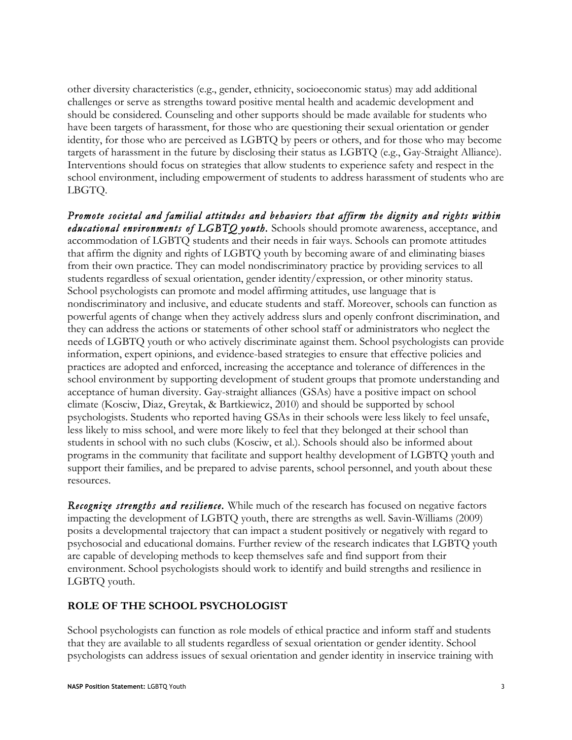other diversity characteristics (e.g., gender, ethnicity, socioeconomic status) may add additional challenges or serve as strengths toward positive mental health and academic development and should be considered. Counseling and other supports should be made available for students who have been targets of harassment, for those who are questioning their sexual orientation or gender identity, for those who are perceived as LGBTQ by peers or others, and for those who may become targets of harassment in the future by disclosing their status as LGBTQ (e.g., Gay-Straight Alliance). Interventions should focus on strategies that allow students to experience safety and respect in the school environment, including empowerment of students to address harassment of students who are LBGTQ.

***Promote societal and familial attitudes and behaviors that affirm the dignity and rights within educational environments of LGBTQ youth.*** Schools should promote awareness, acceptance, and accommodation of LGBTQ students and their needs in fair ways. Schools can promote attitudes that affirm the dignity and rights of LGBTQ youth by becoming aware of and eliminating biases from their own practice. They can model nondiscriminatory practice by providing services to all students regardless of sexual orientation, gender identity/expression, or other minority status. School psychologists can promote and model affirming attitudes, use language that is nondiscriminatory and inclusive, and educate students and staff. Moreover, schools can function as powerful agents of change when they actively address slurs and openly confront discrimination, and they can address the actions or statements of other school staff or administrators who neglect the needs of LGBTQ youth or who actively discriminate against them. School psychologists can provide information, expert opinions, and evidence-based strategies to ensure that effective policies and practices are adopted and enforced, increasing the acceptance and tolerance of differences in the school environment by supporting development of student groups that promote understanding and acceptance of human diversity. Gay-straight alliances (GSAs) have a positive impact on school climate (Kosciw, Diaz, Greytak, & Bartkiewicz, 2010) and should be supported by school psychologists. Students who reported having GSAs in their schools were less likely to feel unsafe, less likely to miss school, and were more likely to feel that they belonged at their school than students in school with no such clubs (Kosciw, et al.). Schools should also be informed about programs in the community that facilitate and support healthy development of LGBTQ youth and support their families, and be prepared to advise parents, school personnel, and youth about these resources.

***Recognize strengths and resilience.*** While much of the research has focused on negative factors impacting the development of LGBTQ youth, there are strengths as well. Savin-Williams (2009) posits a developmental trajectory that can impact a student positively or negatively with regard to psychosocial and educational domains. Further review of the research indicates that LGBTQ youth are capable of developing methods to keep themselves safe and find support from their environment. School psychologists should work to identify and build strengths and resilience in LGBTQ youth.

## ROLE OF THE SCHOOL PSYCHOLOGIST

School psychologists can function as role models of ethical practice and inform staff and students that they are available to all students regardless of sexual orientation or gender identity. School psychologists can address issues of sexual orientation and gender identity in inservice training with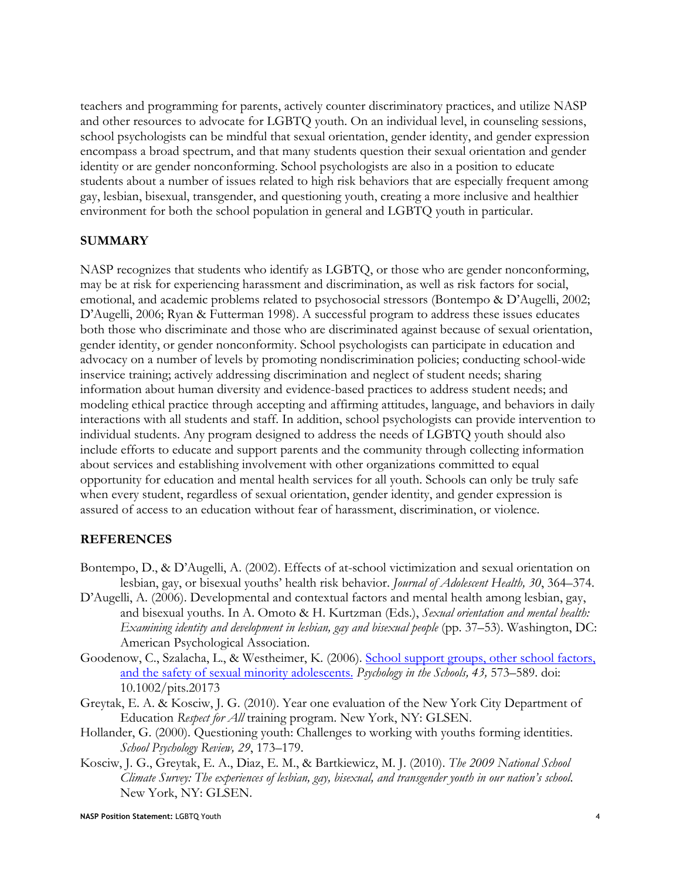teachers and programming for parents, actively counter discriminatory practices, and utilize NASP and other resources to advocate for LGBTQ youth. On an individual level, in counseling sessions, school psychologists can be mindful that sexual orientation, gender identity, and gender expression encompass a broad spectrum, and that many students question their sexual orientation and gender identity or are gender nonconforming. School psychologists are also in a position to educate students about a number of issues related to high risk behaviors that are especially frequent among gay, lesbian, bisexual, transgender, and questioning youth, creating a more inclusive and healthier environment for both the school population in general and LGBTQ youth in particular.

## SUMMARY

NASP recognizes that students who identify as LGBTQ, or those who are gender nonconforming, may be at risk for experiencing harassment and discrimination, as well as risk factors for social, emotional, and academic problems related to psychosocial stressors (Bontempo & D'Augelli, 2002; D'Augelli, 2006; Ryan & Futterman 1998). A successful program to address these issues educates both those who discriminate and those who are discriminated against because of sexual orientation, gender identity, or gender nonconformity. School psychologists can participate in education and advocacy on a number of levels by promoting nondiscrimination policies; conducting school-wide inservice training; actively addressing discrimination and neglect of student needs; sharing information about human diversity and evidence-based practices to address student needs; and modeling ethical practice through accepting and affirming attitudes, language, and behaviors in daily interactions with all students and staff. In addition, school psychologists can provide intervention to individual students. Any program designed to address the needs of LGBTQ youth should also include efforts to educate and support parents and the community through collecting information about services and establishing involvement with other organizations committed to equal opportunity for education and mental health services for all youth. Schools can only be truly safe when every student, regardless of sexual orientation, gender identity, and gender expression is assured of access to an education without fear of harassment, discrimination, or violence.

## REFERENCES

Bontempo, D., & D'Augelli, A. (2002). Effects of at-school victimization and sexual orientation on lesbian, gay, or bisexual youths' health risk behavior. *Journal of Adolescent Health, 30*, 364–374.

D'Augelli, A. (2006). Developmental and contextual factors and mental health among lesbian, gay, and bisexual youths. In A. Omoto & H. Kurtzman (Eds.), *Sexual orientation and mental health: Examining identity and development in lesbian, gay and bisexual people* (pp. 37–53). Washington, DC: American Psychological Association.

Goodenow, C., Szalacha, L., & Westheimer, K. (2006). School support groups, other school factors, and the safety of sexual minority adolescents. *Psychology in the Schools, 43,* 573–589. doi: 10.1002/pits.20173

Greytak, E. A. & Kosciw, J. G. (2010). Year one evaluation of the New York City Department of Education *Respect for All* training program. New York, NY: GLSEN.

Hollander, G. (2000). Questioning youth: Challenges to working with youths forming identities. *School Psychology Review, 29*, 173–179.

Kosciw, J. G., Greytak, E. A., Diaz, E. M., & Bartkiewicz, M. J. (2010). *The 2009 National School Climate Survey: The experiences of lesbian, gay, bisexual, and transgender youth in our nation's school.* New York, NY: GLSEN.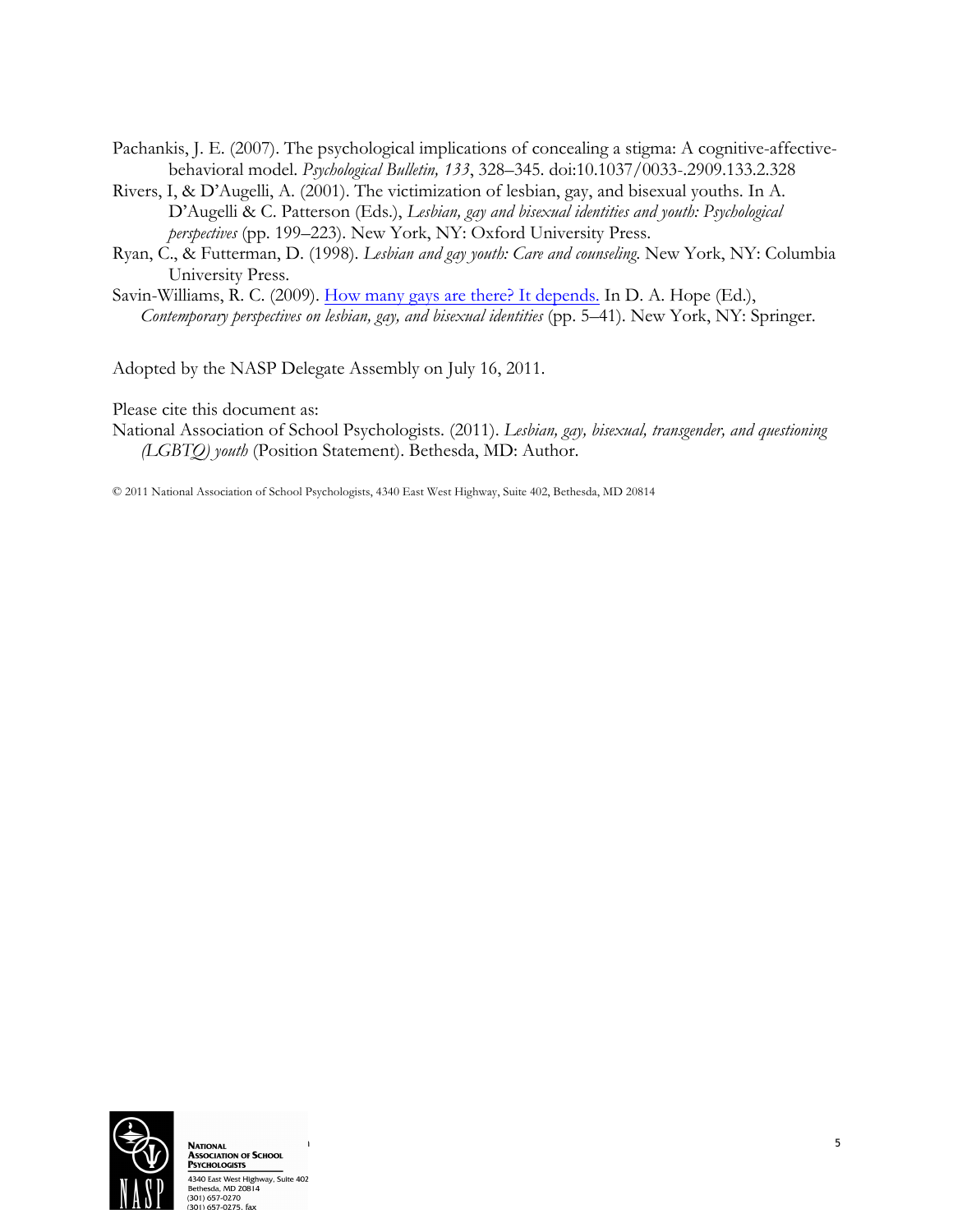Pachankis, J. E. (2007). The psychological implications of concealing a stigma: A cognitive-affective-behavioral model. *Psychological Bulletin, 133*, 328–345. doi:10.1037/0033-.2909.133.2.328

Rivers, I, & D'Augelli, A. (2001). The victimization of lesbian, gay, and bisexual youths. In A. D'Augelli & C. Patterson (Eds.), *Lesbian, gay and bisexual identities and youth: Psychological perspectives* (pp. 199–223). New York, NY: Oxford University Press.

Ryan, C., & Futterman, D. (1998). *Lesbian and gay youth: Care and counseling.* New York, NY: Columbia University Press.

Savin-Williams, R. C. (2009). How many gays are there? It depends. In D. A. Hope (Ed.), *Contemporary perspectives on lesbian, gay, and bisexual identities* (pp. 5–41). New York, NY: Springer.

Adopted by the NASP Delegate Assembly on July 16, 2011.

Please cite this document as:

National Association of School Psychologists. (2011). *Lesbian, gay, bisexual, transgender, and questioning (LGBTQ) youth* (Position Statement). Bethesda, MD: Author.

© 2011 National Association of School Psychologists, 4340 East West Highway, Suite 402, Bethesda, MD 20814